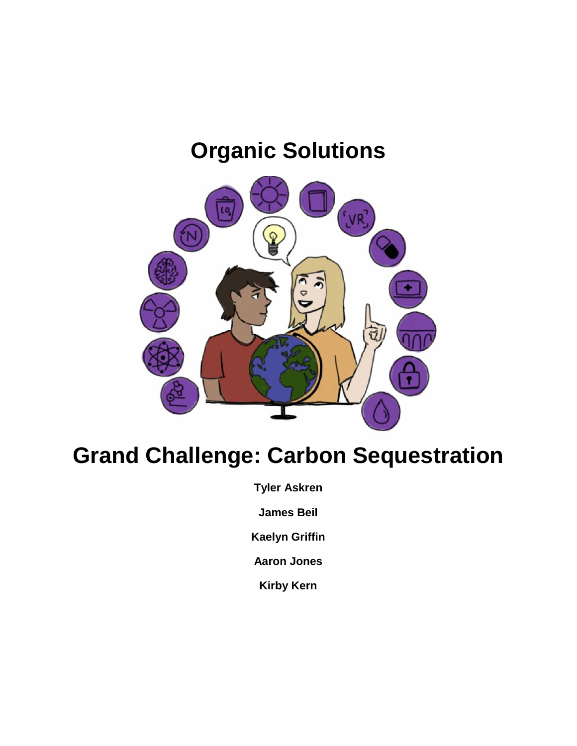# Organic Solutions

# Grand Challenge: Carbon Sequestration

**Tyler Askren**

**James Beil**

**Kaelyn Griffin**

**Aaron Jones**

**Kirby Kern**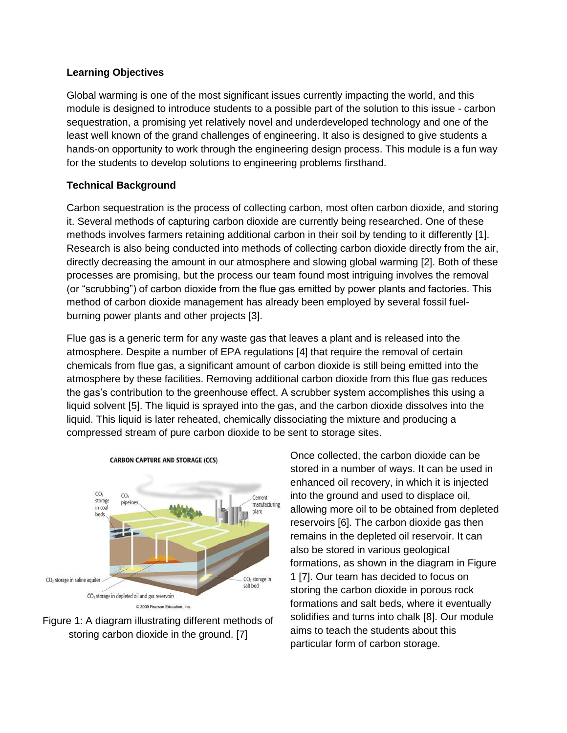## Learning Objectives

Global warming is one of the most significant issues currently impacting the world, and this module is designed to introduce students to a possible part of the solution to this issue - carbon sequestration, a promising yet relatively novel and underdeveloped technology and one of the least well known of the grand challenges of engineering. It also is designed to give students a hands-on opportunity to work through the engineering design process. This module is a fun way for the students to develop solutions to engineering problems firsthand.

## Technical Background

Carbon sequestration is the process of collecting carbon, most often carbon dioxide, and storing it. Several methods of capturing carbon dioxide are currently being researched. One of these methods involves farmers retaining additional carbon in their soil by tending to it differently [1]. Research is also being conducted into methods of collecting carbon dioxide directly from the air, directly decreasing the amount in our atmosphere and slowing global warming [2]. Both of these processes are promising, but the process our team found most intriguing involves the removal (or "scrubbing") of carbon dioxide from the flue gas emitted by power plants and factories. This method of carbon dioxide management has already been employed by several fossil fuel-burning power plants and other projects [3].

Flue gas is a generic term for any waste gas that leaves a plant and is released into the atmosphere. Despite a number of EPA regulations [4] that require the removal of certain chemicals from flue gas, a significant amount of carbon dioxide is still being emitted into the atmosphere by these facilities. Removing additional carbon dioxide from this flue gas reduces the gas's contribution to the greenhouse effect. A scrubber system accomplishes this using a liquid solvent [5]. The liquid is sprayed into the gas, and the carbon dioxide dissolves into the liquid. This liquid is later reheated, chemically dissociating the mixture and producing a compressed stream of pure carbon dioxide to be sent to storage sites.

Figure 1: A diagram illustrating different methods of storing carbon dioxide in the ground. [7]

Once collected, the carbon dioxide can be stored in a number of ways. It can be used in enhanced oil recovery, in which it is injected into the ground and used to displace oil, allowing more oil to be obtained from depleted reservoirs [6]. The carbon dioxide gas then remains in the depleted oil reservoir. It can also be stored in various geological formations, as shown in the diagram in Figure 1 [7]. Our team has decided to focus on storing the carbon dioxide in porous rock formations and salt beds, where it eventually solidifies and turns into chalk [8]. Our module aims to teach the students about this particular form of carbon storage.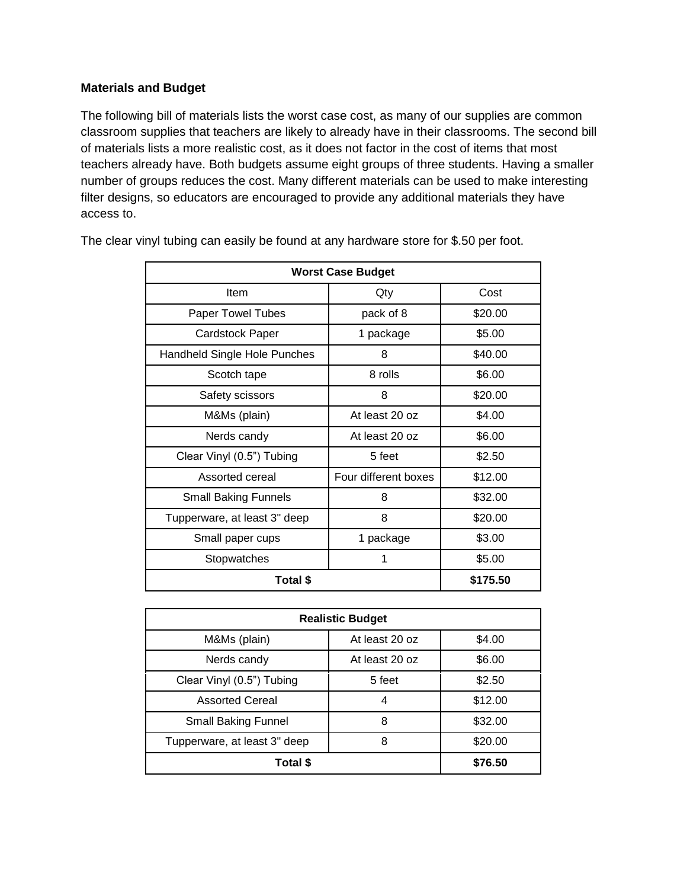**Materials and Budget**

The following bill of materials lists the worst case cost, as many of our supplies are common classroom supplies that teachers are likely to already have in their classrooms. The second bill of materials lists a more realistic cost, as it does not factor in the cost of items that most teachers already have. Both budgets assume eight groups of three students. Having a smaller number of groups reduces the cost. Many different materials can be used to make interesting filter designs, so educators are encouraged to provide any additional materials they have access to.

The clear vinyl tubing can easily be found at any hardware store for $.50 per foot.

| **Worst Case Budget** | | |
|---|---|---|
| Item | Qty | Cost |
| Paper Towel Tubes | pack of 8 | $20.00 |
| Cardstock Paper | 1 package | $5.00 |
| Handheld Single Hole Punches | 8 | $40.00 |
| Scotch tape | 8 rolls | $6.00 |
| Safety scissors | 8 | $20.00 |
| M&Ms (plain) | At least 20 oz | $4.00 |
| Nerds candy | At least 20 oz | $6.00 |
| Clear Vinyl (0.5") Tubing | 5 feet | $2.50 |
| Assorted cereal | Four different boxes | $12.00 |
| Small Baking Funnels | 8 | $32.00 |
| Tupperware, at least 3" deep | 8 | $20.00 |
| Small paper cups | 1 package | $3.00 |
| Stopwatches | 1 | $5.00 |
| **Total $** | | **$175.50** |

| **Realistic Budget** | | |
|---|---|---|
| M&Ms (plain) | At least 20 oz | $4.00 |
| Nerds candy | At least 20 oz | $6.00 |
| Clear Vinyl (0.5") Tubing | 5 feet | $2.50 |
| Assorted Cereal | 4 | $12.00 |
| Small Baking Funnel | 8 | $32.00 |
| Tupperware, at least 3" deep | 8 | $20.00 |
| **Total $** | | **$76.50** |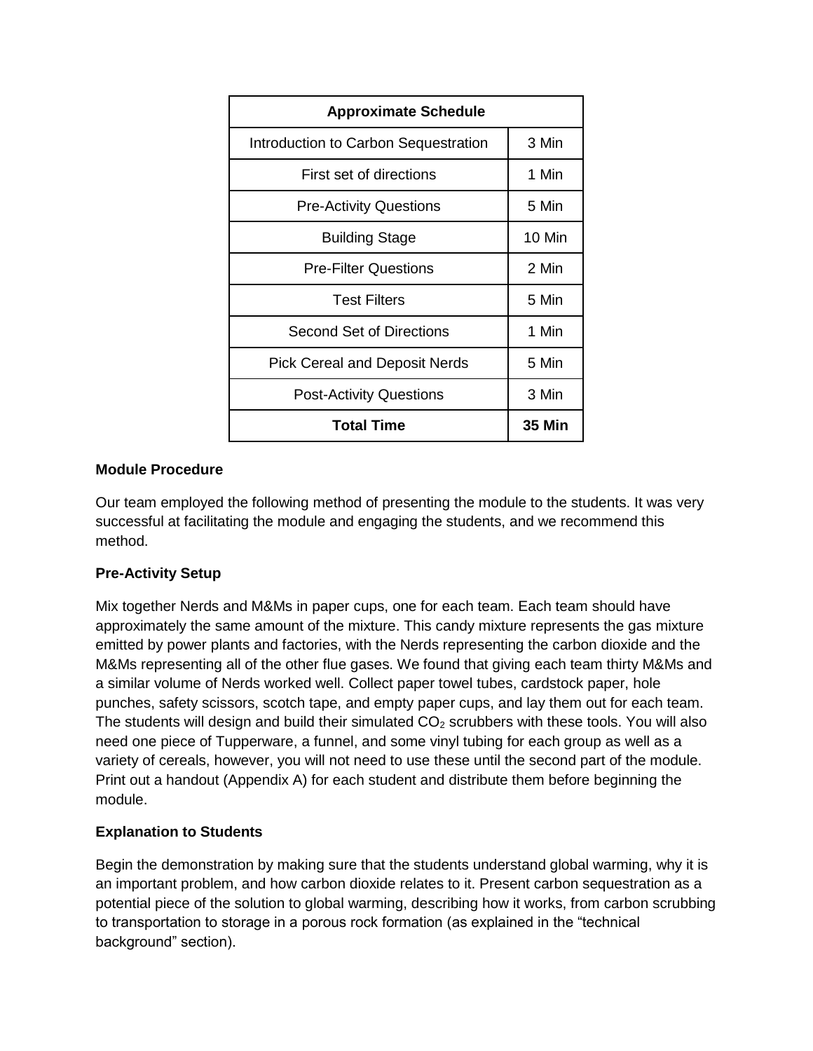| Approximate Schedule | |
|---|---|
| Introduction to Carbon Sequestration | 3 Min |
| First set of directions | 1 Min |
| Pre-Activity Questions | 5 Min |
| Building Stage | 10 Min |
| Pre-Filter Questions | 2 Min |
| Test Filters | 5 Min |
| Second Set of Directions | 1 Min |
| Pick Cereal and Deposit Nerds | 5 Min |
| Post-Activity Questions | 3 Min |
| **Total Time** | **35 Min** |

**Module Procedure**

Our team employed the following method of presenting the module to the students. It was very successful at facilitating the module and engaging the students, and we recommend this method.

**Pre-Activity Setup**

Mix together Nerds and M&Ms in paper cups, one for each team. Each team should have approximately the same amount of the mixture. This candy mixture represents the gas mixture emitted by power plants and factories, with the Nerds representing the carbon dioxide and the M&Ms representing all of the other flue gases. We found that giving each team thirty M&Ms and a similar volume of Nerds worked well. Collect paper towel tubes, cardstock paper, hole punches, safety scissors, scotch tape, and empty paper cups, and lay them out for each team. The students will design and build their simulated $CO_2$ scrubbers with these tools. You will also need one piece of Tupperware, a funnel, and some vinyl tubing for each group as well as a variety of cereals, however, you will not need to use these until the second part of the module. Print out a handout (Appendix A) for each student and distribute them before beginning the module.

**Explanation to Students**

Begin the demonstration by making sure that the students understand global warming, why it is an important problem, and how carbon dioxide relates to it. Present carbon sequestration as a potential piece of the solution to global warming, describing how it works, from carbon scrubbing to transportation to storage in a porous rock formation (as explained in the "technical background" section).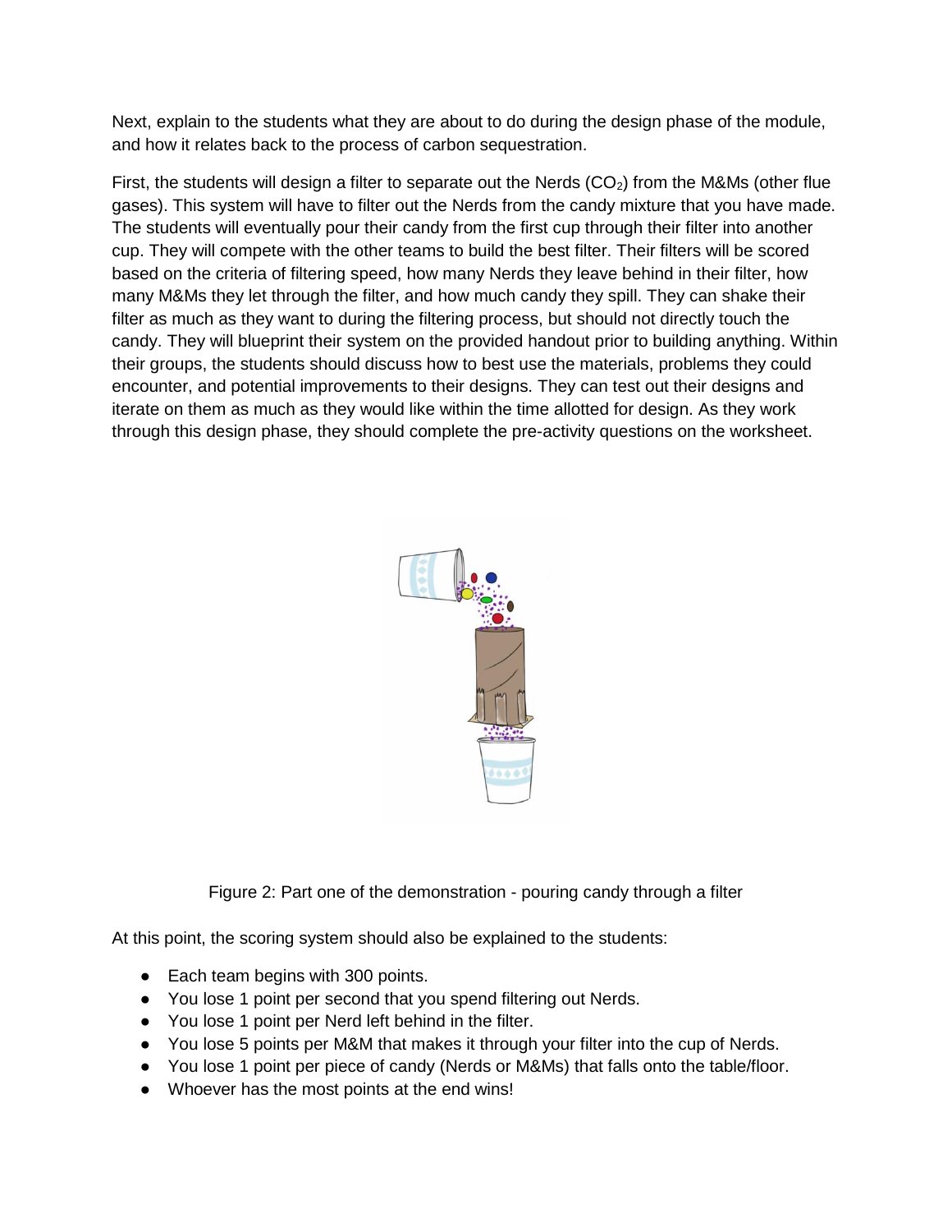Next, explain to the students what they are about to do during the design phase of the module, and how it relates back to the process of carbon sequestration.

First, the students will design a filter to separate out the Nerds ($CO_2$) from the M&Ms (other flue gases). This system will have to filter out the Nerds from the candy mixture that you have made. The students will eventually pour their candy from the first cup through their filter into another cup. They will compete with the other teams to build the best filter. Their filters will be scored based on the criteria of filtering speed, how many Nerds they leave behind in their filter, how many M&Ms they let through the filter, and how much candy they spill. They can shake their filter as much as they want to during the filtering process, but should not directly touch the candy. They will blueprint their system on the provided handout prior to building anything. Within their groups, the students should discuss how to best use the materials, problems they could encounter, and potential improvements to their designs. They can test out their designs and iterate on them as much as they would like within the time allotted for design. As they work through this design phase, they should complete the pre-activity questions on the worksheet.

Figure 2: Part one of the demonstration - pouring candy through a filter

At this point, the scoring system should also be explained to the students:

- Each team begins with 300 points.
- You lose 1 point per second that you spend filtering out Nerds.
- You lose 1 point per Nerd left behind in the filter.
- You lose 5 points per M&M that makes it through your filter into the cup of Nerds.
- You lose 1 point per piece of candy (Nerds or M&Ms) that falls onto the table/floor.
- Whoever has the most points at the end wins!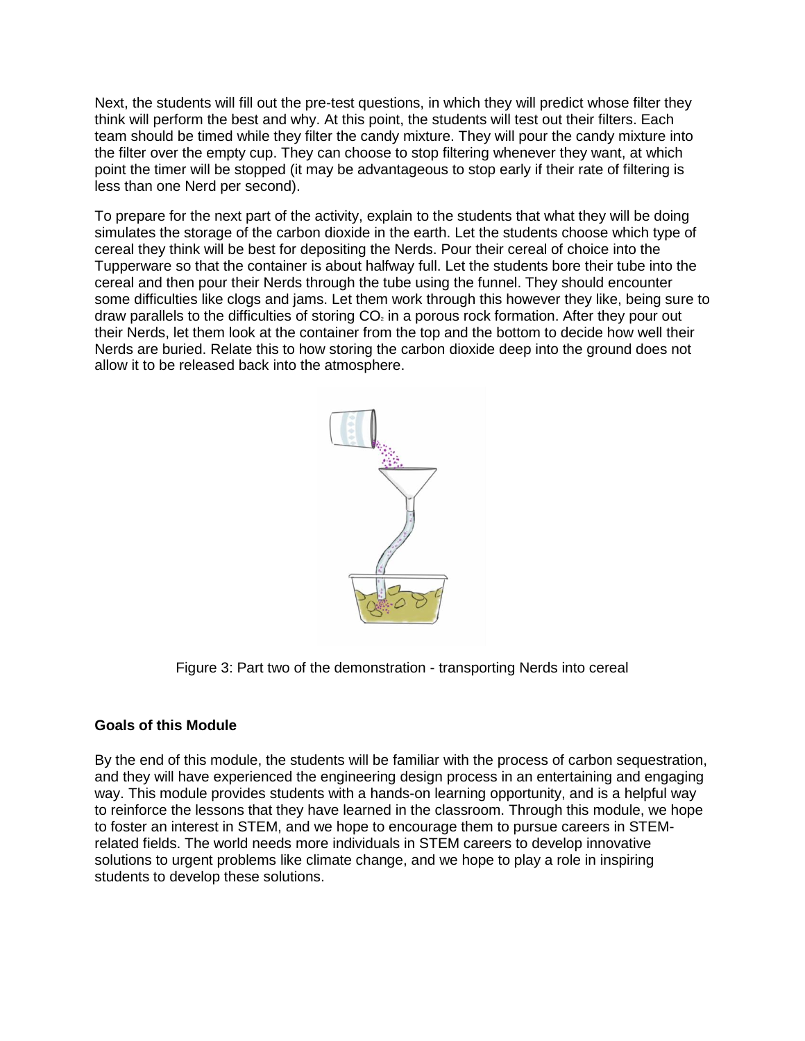Next, the students will fill out the pre-test questions, in which they will predict whose filter they think will perform the best and why. At this point, the students will test out their filters. Each team should be timed while they filter the candy mixture. They will pour the candy mixture into the filter over the empty cup. They can choose to stop filtering whenever they want, at which point the timer will be stopped (it may be advantageous to stop early if their rate of filtering is less than one Nerd per second).

To prepare for the next part of the activity, explain to the students that what they will be doing simulates the storage of the carbon dioxide in the earth. Let the students choose which type of cereal they think will be best for depositing the Nerds. Pour their cereal of choice into the Tupperware so that the container is about halfway full. Let the students bore their tube into the cereal and then pour their Nerds through the tube using the funnel. They should encounter some difficulties like clogs and jams. Let them work through this however they like, being sure to draw parallels to the difficulties of storing $CO_2$ in a porous rock formation. After they pour out their Nerds, let them look at the container from the top and the bottom to decide how well their Nerds are buried. Relate this to how storing the carbon dioxide deep into the ground does not allow it to be released back into the atmosphere.

Figure 3: Part two of the demonstration - transporting Nerds into cereal

**Goals of this Module**

By the end of this module, the students will be familiar with the process of carbon sequestration, and they will have experienced the engineering design process in an entertaining and engaging way. This module provides students with a hands-on learning opportunity, and is a helpful way to reinforce the lessons that they have learned in the classroom. Through this module, we hope to foster an interest in STEM, and we hope to encourage them to pursue careers in STEM-related fields. The world needs more individuals in STEM careers to develop innovative solutions to urgent problems like climate change, and we hope to play a role in inspiring students to develop these solutions.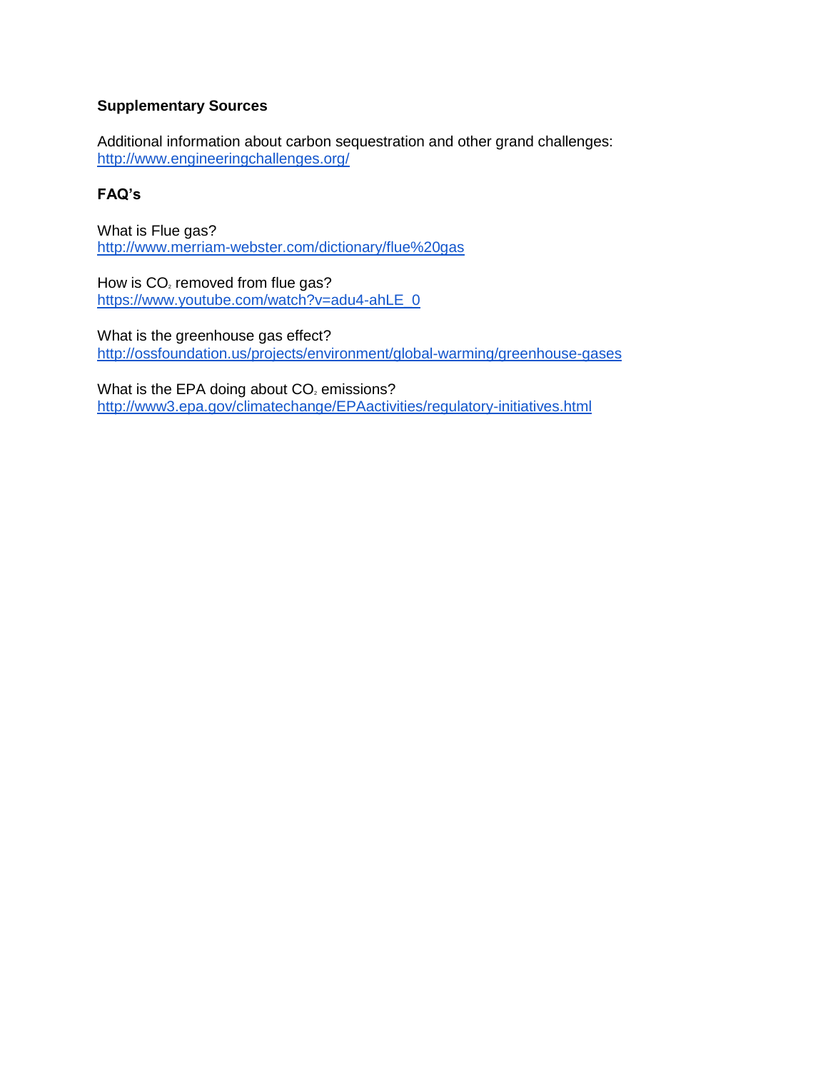**Supplementary Sources**

Additional information about carbon sequestration and other grand challenges:
http://www.engineeringchallenges.org/

**FAQ's**

What is Flue gas?
http://www.merriam-webster.com/dictionary/flue%20gas

How is $CO_2$ removed from flue gas?
https://www.youtube.com/watch?v=adu4-ahLE_0

What is the greenhouse gas effect?
http://ossfoundation.us/projects/environment/global-warming/greenhouse-gases

What is the EPA doing about $CO_2$ emissions?
http://www3.epa.gov/climatechange/EPAactivities/regulatory-initiatives.html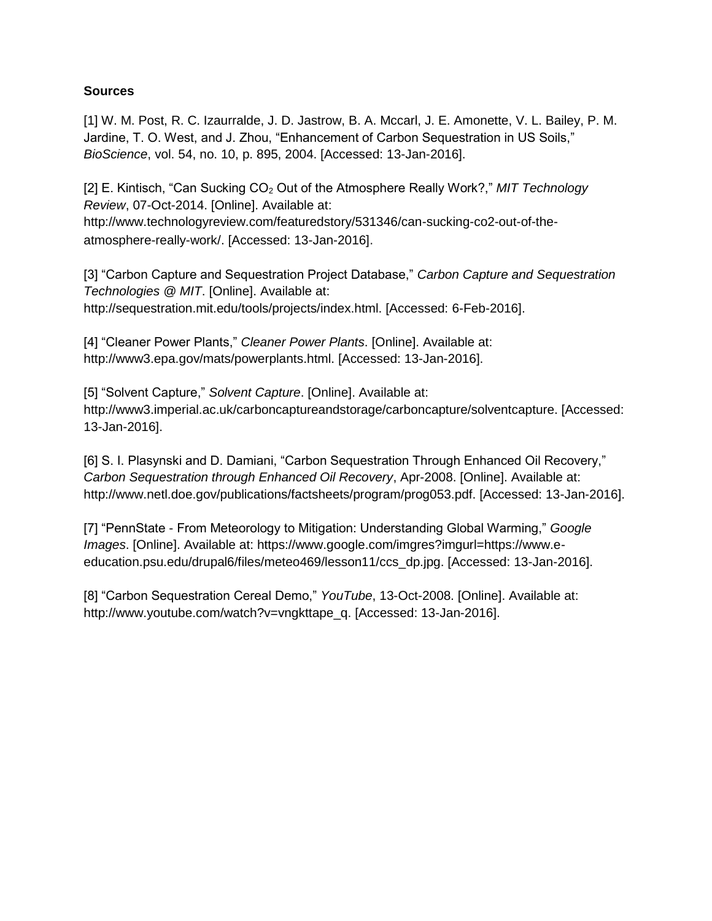**Sources**

[1] W. M. Post, R. C. Izaurralde, J. D. Jastrow, B. A. Mccarl, J. E. Amonette, V. L. Bailey, P. M. Jardine, T. O. West, and J. Zhou, “Enhancement of Carbon Sequestration in US Soils,” *BioScience*, vol. 54, no. 10, p. 895, 2004. [Accessed: 13-Jan-2016].

[2] E. Kintisch, “Can Sucking $CO_2$ Out of the Atmosphere Really Work?,” *MIT Technology Review*, 07-Oct-2014. [Online]. Available at: http://www.technologyreview.com/featuredstory/531346/can-sucking-co2-out-of-the-atmosphere-really-work/. [Accessed: 13-Jan-2016].

[3] “Carbon Capture and Sequestration Project Database,” *Carbon Capture and Sequestration Technologies @ MIT*. [Online]. Available at: http://sequestration.mit.edu/tools/projects/index.html. [Accessed: 6-Feb-2016].

[4] “Cleaner Power Plants,” *Cleaner Power Plants*. [Online]. Available at: http://www3.epa.gov/mats/powerplants.html. [Accessed: 13-Jan-2016].

[5] “Solvent Capture,” *Solvent Capture*. [Online]. Available at: http://www3.imperial.ac.uk/carboncaptureandstorage/carboncapture/solventcapture. [Accessed: 13-Jan-2016].

[6] S. I. Plasynski and D. Damiani, “Carbon Sequestration Through Enhanced Oil Recovery,” *Carbon Sequestration through Enhanced Oil Recovery*, Apr-2008. [Online]. Available at: http://www.netl.doe.gov/publications/factsheets/program/prog053.pdf. [Accessed: 13-Jan-2016].

[7] “PennState - From Meteorology to Mitigation: Understanding Global Warming,” *Google Images*. [Online]. Available at: https://www.google.com/imgres?imgurl=https://www.e-education.psu.edu/drupal6/files/meteo469/lesson11/ccs_dp.jpg. [Accessed: 13-Jan-2016].

[8] “Carbon Sequestration Cereal Demo,” *YouTube*, 13-Oct-2008. [Online]. Available at: http://www.youtube.com/watch?v=vngkttape_q. [Accessed: 13-Jan-2016].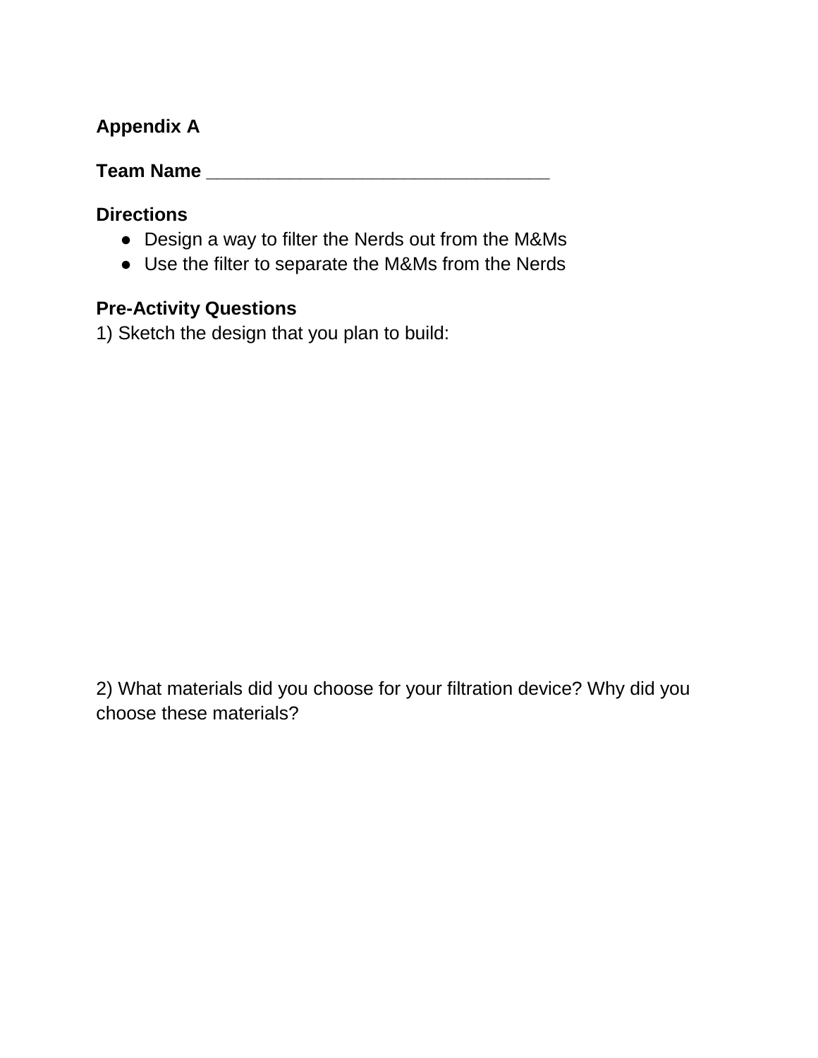**Appendix A**

**Team Name** ________________________________

**Directions**

- Design a way to filter the Nerds out from the M&Ms
- Use the filter to separate the M&Ms from the Nerds

**Pre-Activity Questions**

1) Sketch the design that you plan to build:

2) What materials did you choose for your filtration device? Why did you choose these materials?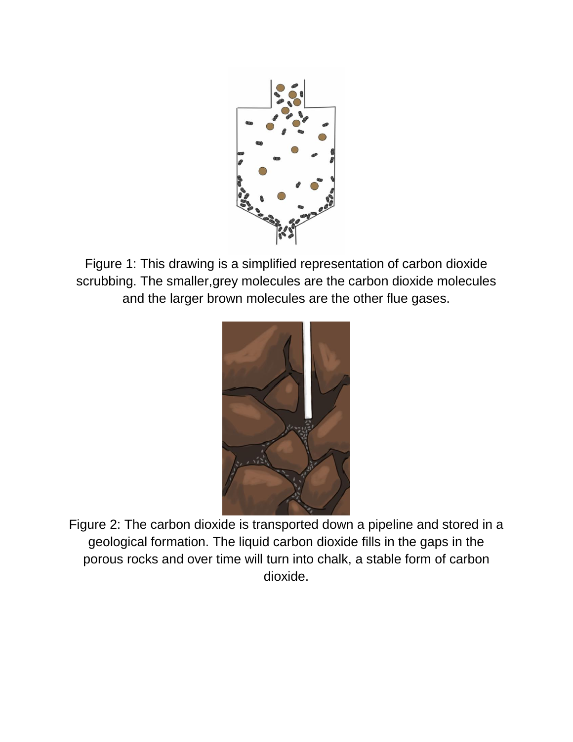Figure 1: This drawing is a simplified representation of carbon dioxide scrubbing. The smaller,grey molecules are the carbon dioxide molecules and the larger brown molecules are the other flue gases.

Figure 2: The carbon dioxide is transported down a pipeline and stored in a geological formation. The liquid carbon dioxide fills in the gaps in the porous rocks and over time will turn into chalk, a stable form of carbon dioxide.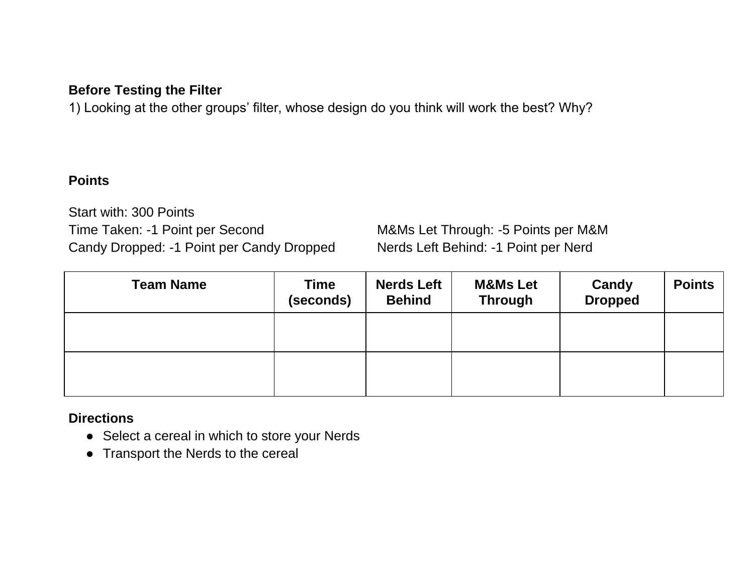**Before Testing the Filter**

1) Looking at the other groups' filter, whose design do you think will work the best? Why?

**Points**

Start with: 300 Points

Time Taken: -1 Point per Second

Candy Dropped: -1 Point per Candy Dropped

M&Ms Let Through: -5 Points per M&M

Nerds Left Behind: -1 Point per Nerd

| Team Name | Time (seconds) | Nerds Left Behind | M&Ms Let Through | Candy Dropped | Points |
|---|---|---|---|---|---|
| | | | | | |
| | | | | | |

**Directions**

- Select a cereal in which to store your Nerds
- Transport the Nerds to the cereal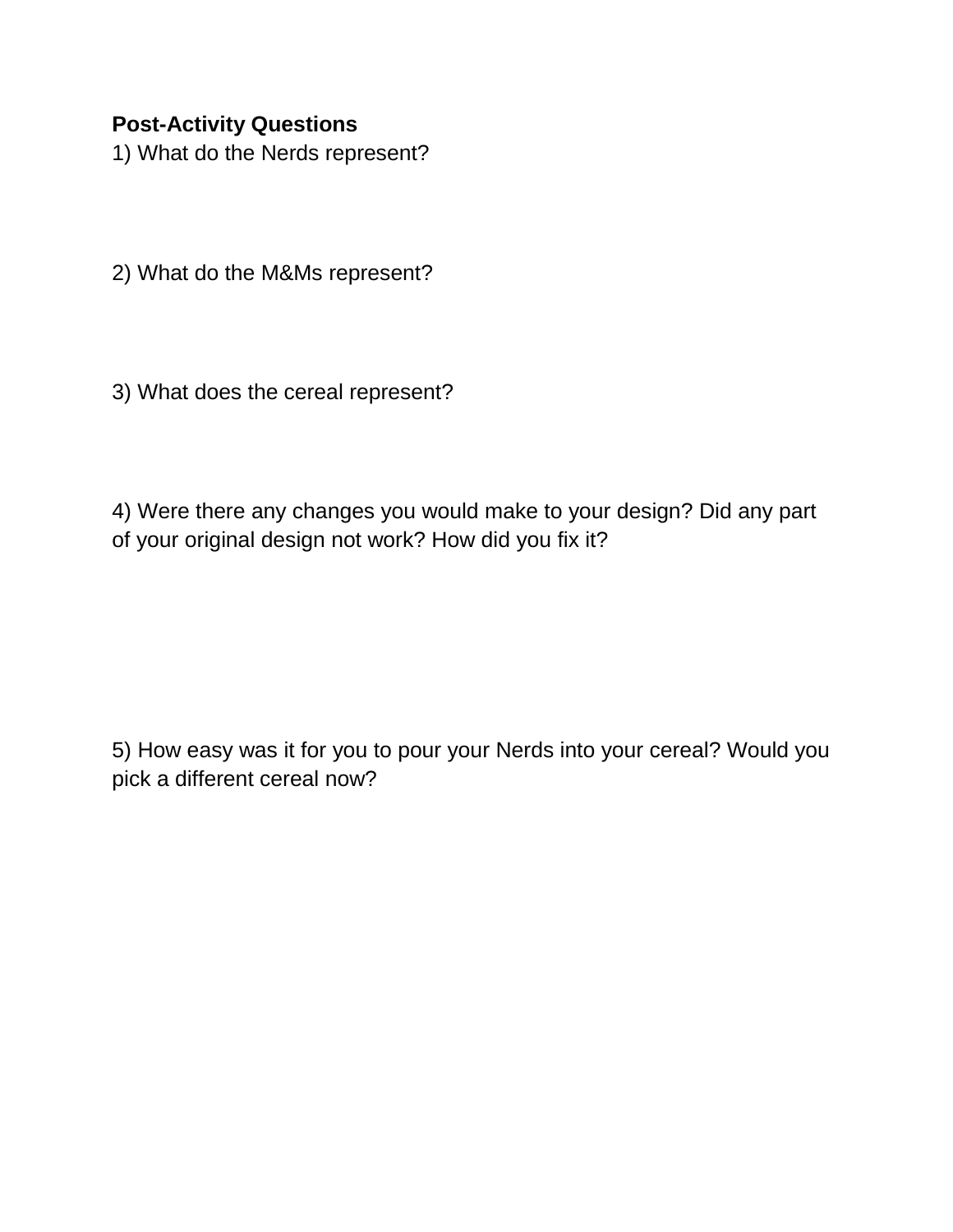**Post-Activity Questions**

1) What do the Nerds represent?

2) What do the M&Ms represent?

3) What does the cereal represent?

4) Were there any changes you would make to your design? Did any part of your original design not work? How did you fix it?

5) How easy was it for you to pour your Nerds into your cereal? Would you pick a different cereal now?